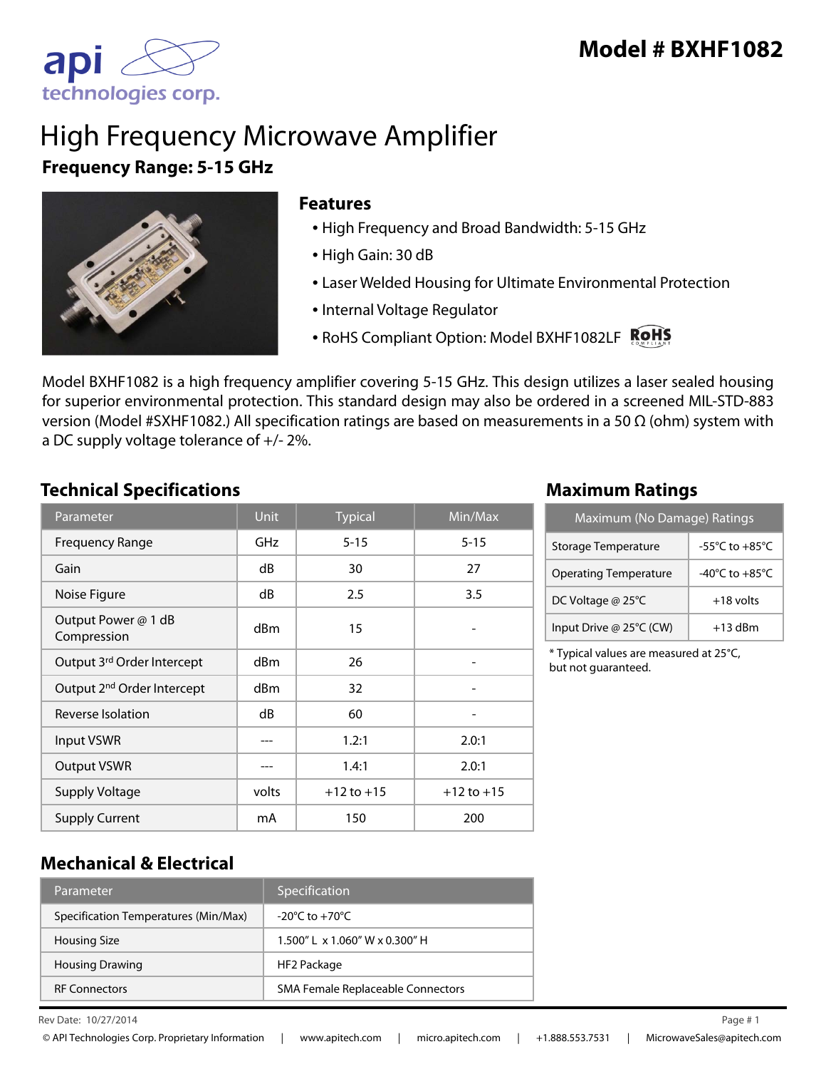# Model # BXHF1082

api technologies corp.

# High Frequency Microwave Amplifier

**Frequency Range: 5-15 GHz**

## Features

- High Frequency and Broad Bandwidth: 5-15 GHz
- High Gain: 30 dB
- Laser Welded Housing for Ultimate Environmental Protection
- Internal Voltage Regulator
- RoHS Compliant Option: Model BXHF1082LF RoHS COMPLIANT

Model BXHF1082 is a high frequency amplifier covering 5-15 GHz. This design utilizes a laser sealed housing for superior environmental protection. This standard design may also be ordered in a screened MIL-STD-883 version (Model #SXHF1082.) All specification ratings are based on measurements in a 50 Ω (ohm) system with a DC supply voltage tolerance of +/- 2%.

## Technical Specifications

| Parameter | Unit | Typical | Min/Max |
|---|---|---|---|
| Frequency Range | GHz | 5-15 | 5-15 |
| Gain | dB | 30 | 27 |
| Noise Figure | dB | 2.5 | 3.5 |
| Output Power @ 1 dB Compression | dBm | 15 | - |
| Output 3rd Order Intercept | dBm | 26 | - |
| Output 2nd Order Intercept | dBm | 32 | - |
| Reverse Isolation | dB | 60 | - |
| Input VSWR | --- | 1.2:1 | 2.0:1 |
| Output VSWR | --- | 1.4:1 | 2.0:1 |
| Supply Voltage | volts | +12 to +15 | +12 to +15 |
| Supply Current | mA | 150 | 200 |

## Maximum Ratings

| Maximum (No Damage) Ratings | |
|---|---|
| Storage Temperature | -55°C to +85°C |
| Operating Temperature | -40°C to +85°C |
| DC Voltage @ 25°C | +18 volts |
| Input Drive @ 25°C (CW) | +13 dBm |

* Typical values are measured at 25°C, but not guaranteed.

## Mechanical & Electrical

| Parameter | Specification |
|---|---|
| Specification Temperatures (Min/Max) | -20°C to +70°C |
| Housing Size | 1.500" L x 1.060" W x 0.300" H |
| Housing Drawing | HF2 Package |
| RF Connectors | SMA Female Replaceable Connectors |

Rev Date: 10/27/2014

© API Technologies Corp. Proprietary Information | www.apitech.com | micro.apitech.com | +1.888.553.7531 | MicrowaveSales@apitech.com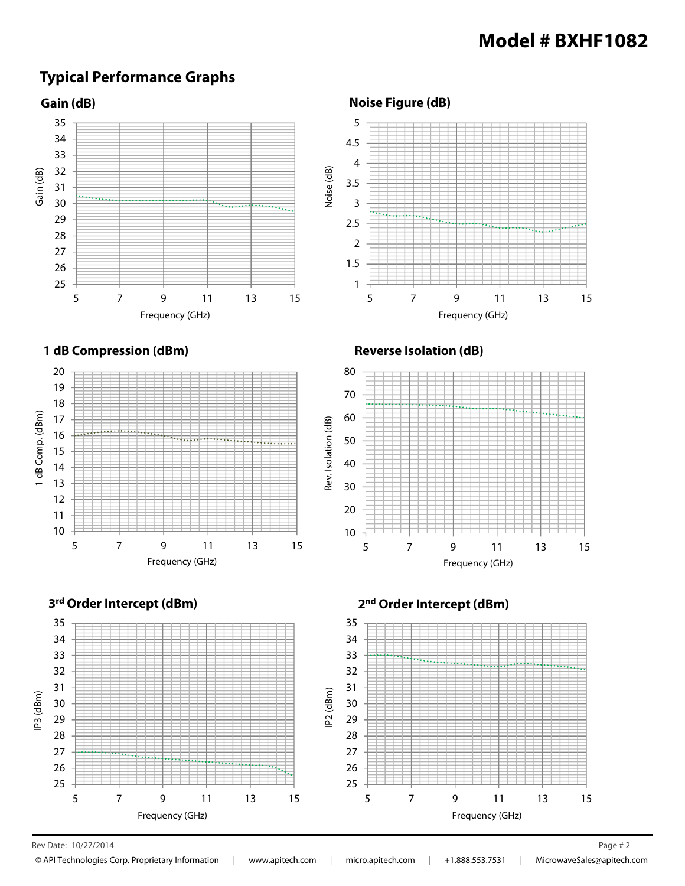# Model # BXHF1082

## Typical Performance Graphs

### Gain (dB)

Gain (dB)

35, 34, 33, 32, 31, 30, 29, 28, 27, 26, 25

5, 7, 9, 11, 13, 15

Frequency (GHz)

### Noise Figure (dB)

Noise (dB)

5, 4.5, 4, 3.5, 3, 2.5, 2, 1.5, 1

5, 7, 9, 11, 13, 15

Frequency (GHz)

### 1 dB Compression (dBm)

1 dB Comp. (dBm)

20, 19, 18, 17, 16, 15, 14, 13, 12, 11, 10

5, 7, 9, 11, 13, 15

Frequency (GHz)

### Reverse Isolation (dB)

Rev. Isolation (dB)

80, 70, 60, 50, 40, 30, 20, 10

5, 7, 9, 11, 13, 15

Frequency (GHz)

### 3rd Order Intercept (dBm)

IP3 (dBm)

35, 34, 33, 32, 31, 30, 29, 28, 27, 26, 25

5, 7, 9, 11, 13, 15

Frequency (GHz)

### 2nd Order Intercept (dBm)

IP2 (dBm)

35, 34, 33, 32, 31, 30, 29, 28, 27, 26, 25

5, 7, 9, 11, 13, 15

Frequency (GHz)

Rev Date: 10/27/2014

© API Technologies Corp. Proprietary Information | www.apitech.com | micro.apitech.com | +1.888.553.7531 | MicrowaveSales@apitech.com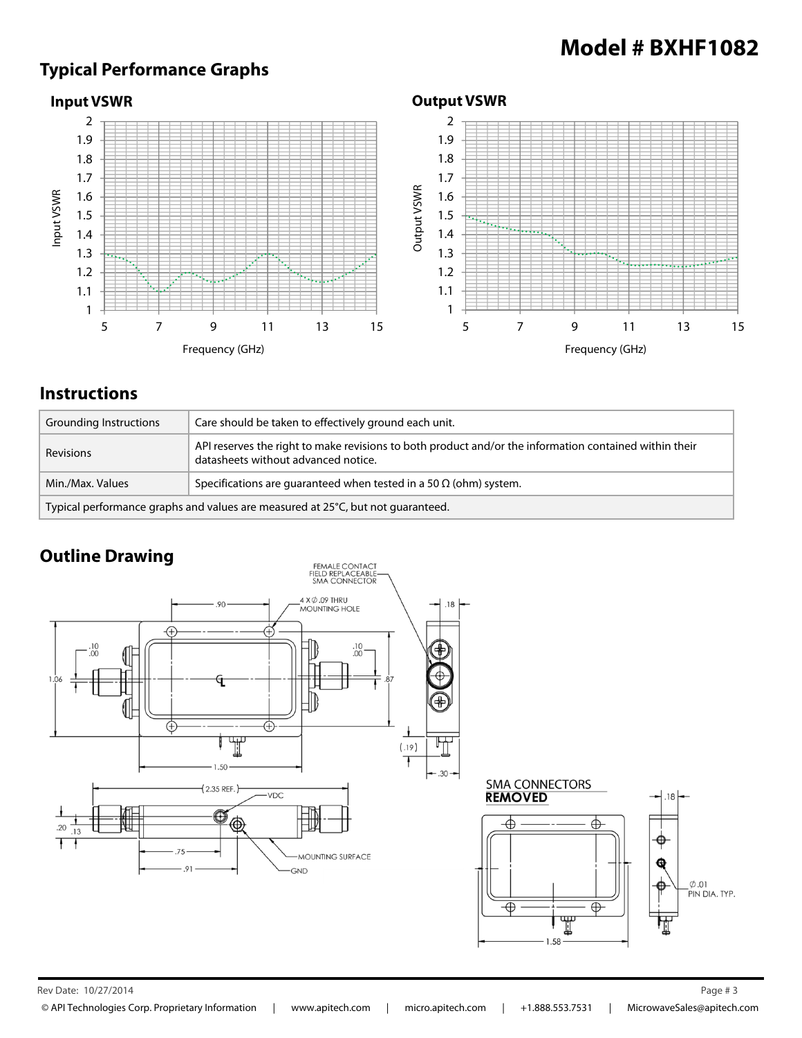# Model # BXHF1082

## Typical Performance Graphs

### Input VSWR

Input VSWR

2
1.9
1.8
1.7
1.6
1.5
1.4
1.3
1.2
1.1
1

5 7 9 11 13 15

Frequency (GHz)

### Output VSWR

Output VSWR

2
1.9
1.8
1.7
1.6
1.5
1.4
1.3
1.2
1.1
1

5 7 9 11 13 15

Frequency (GHz)

## Instructions

| | |
|---|---|
| Grounding Instructions | Care should be taken to effectively ground each unit. |
| Revisions | API reserves the right to make revisions to both product and/or the information contained within their datasheets without advanced notice. |
| Min./Max. Values | Specifications are guaranteed when tested in a 50 Ω (ohm) system. |
| Typical performance graphs and values are measured at 25°C, but not guaranteed. | |

## Outline Drawing

FEMALE CONTACT
FIELD REPLACEABLE
SMA CONNECTOR

4 X ∅ .09 THRU
MOUNTING HOLE

.90

.18

.10
.00

.10
.00

1.06

.87

(.19)

1.50

.30

(2.35 REF.)

VDC

.20

.13

.75

.91

MOUNTING SURFACE

GND

SMA CONNECTORS
**REMOVED**

.18

∅ .01
PIN DIA. TYP.

1.58

Rev Date: 10/27/2014

© API Technologies Corp. Proprietary Information | www.apitech.com | micro.apitech.com | +1.888.553.7531 | MicrowaveSales@apitech.com